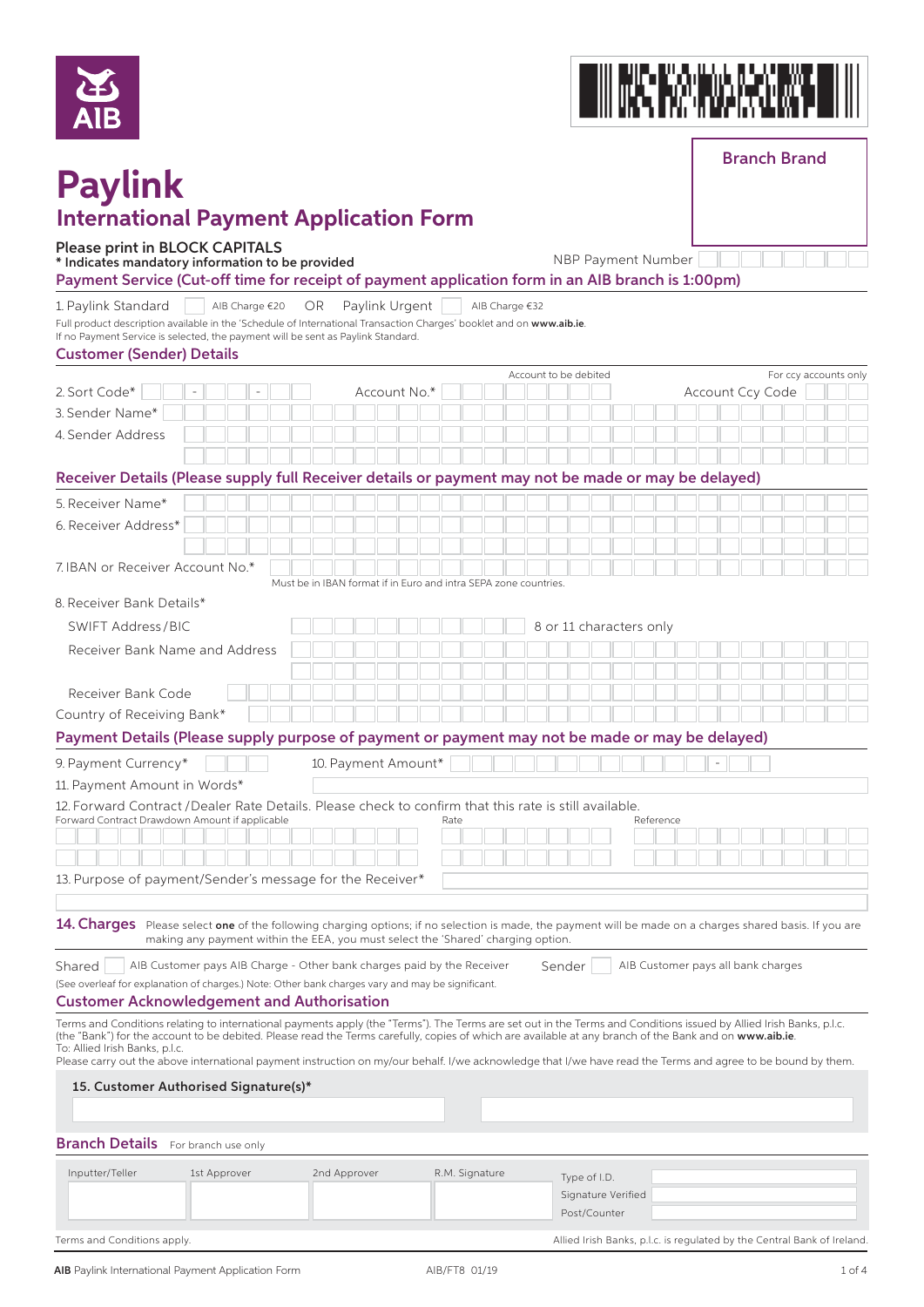AIB

Branch Brand

# Paylink

## International Payment Application Form

**Please print in BLOCK CAPITALS**
**\* Indicates mandatory information to be provided**

NBP Payment Number

### Payment Service (Cut-off time for receipt of payment application form in an AIB branch is 1:00pm)

1. Paylink Standard ☐ AIB Charge €20 OR Paylink Urgent ☐ AIB Charge €32

Full product description available in the 'Schedule of International Transaction Charges' booklet and on **www.aib.ie**.
If no Payment Service is selected, the payment will be sent as Paylink Standard.

### Customer (Sender) Details

2. Sort Code* Account No.* (Account to be debited) Account Ccy Code (For ccy accounts only)

3. Sender Name*

4. Sender Address

### Receiver Details (Please supply full Receiver details or payment may not be made or may be delayed)

5. Receiver Name*

6. Receiver Address*

7. IBAN or Receiver Account No.*
Must be in IBAN format if in Euro and intra SEPA zone countries.

8. Receiver Bank Details*

SWIFT Address/BIC — 8 or 11 characters only

Receiver Bank Name and Address

Receiver Bank Code

Country of Receiving Bank*

### Payment Details (Please supply purpose of payment or payment may not be made or may be delayed)

9. Payment Currency*

10. Payment Amount*

11. Payment Amount in Words*

12. Forward Contract/Dealer Rate Details. Please check to confirm that this rate is still available.

| Forward Contract Drawdown Amount if applicable | Rate | Reference |
|---|---|---|
| | | |
| | | |

13. Purpose of payment/Sender's message for the Receiver*

**14. Charges** Please select **one** of the following charging options; if no selection is made, the payment will be made on a charges shared basis. If you are making any payment within the EEA, you must select the 'Shared' charging option.

Shared ☐ AIB Customer pays AIB Charge - Other bank charges paid by the Receiver    Sender ☐ AIB Customer pays all bank charges

(See overleaf for explanation of charges.) Note: Other bank charges vary and may be significant.

### Customer Acknowledgement and Authorisation

Terms and Conditions relating to international payments apply (the "Terms"). The Terms are set out in the Terms and Conditions issued by Allied Irish Banks, p.l.c. (the "Bank") for the account to be debited. Please read the Terms carefully, copies of which are available at any branch of the Bank and on **www.aib.ie**.
To: Allied Irish Banks, p.l.c.
Please carry out the above international payment instruction on my/our behalf. I/we acknowledge that I/we have read the Terms and agree to be bound by them.

**15. Customer Authorised Signature(s)***

### Branch Details For branch use only

| Inputter/Teller | 1st Approver | 2nd Approver | R.M. Signature |
|---|---|---|---|
| | | | |

Type of I.D.

Signature Verified

Post/Counter

Terms and Conditions apply.

Allied Irish Banks, p.l.c. is regulated by the Central Bank of Ireland.

**AIB** Paylink International Payment Application Form    AIB/FT8 01/19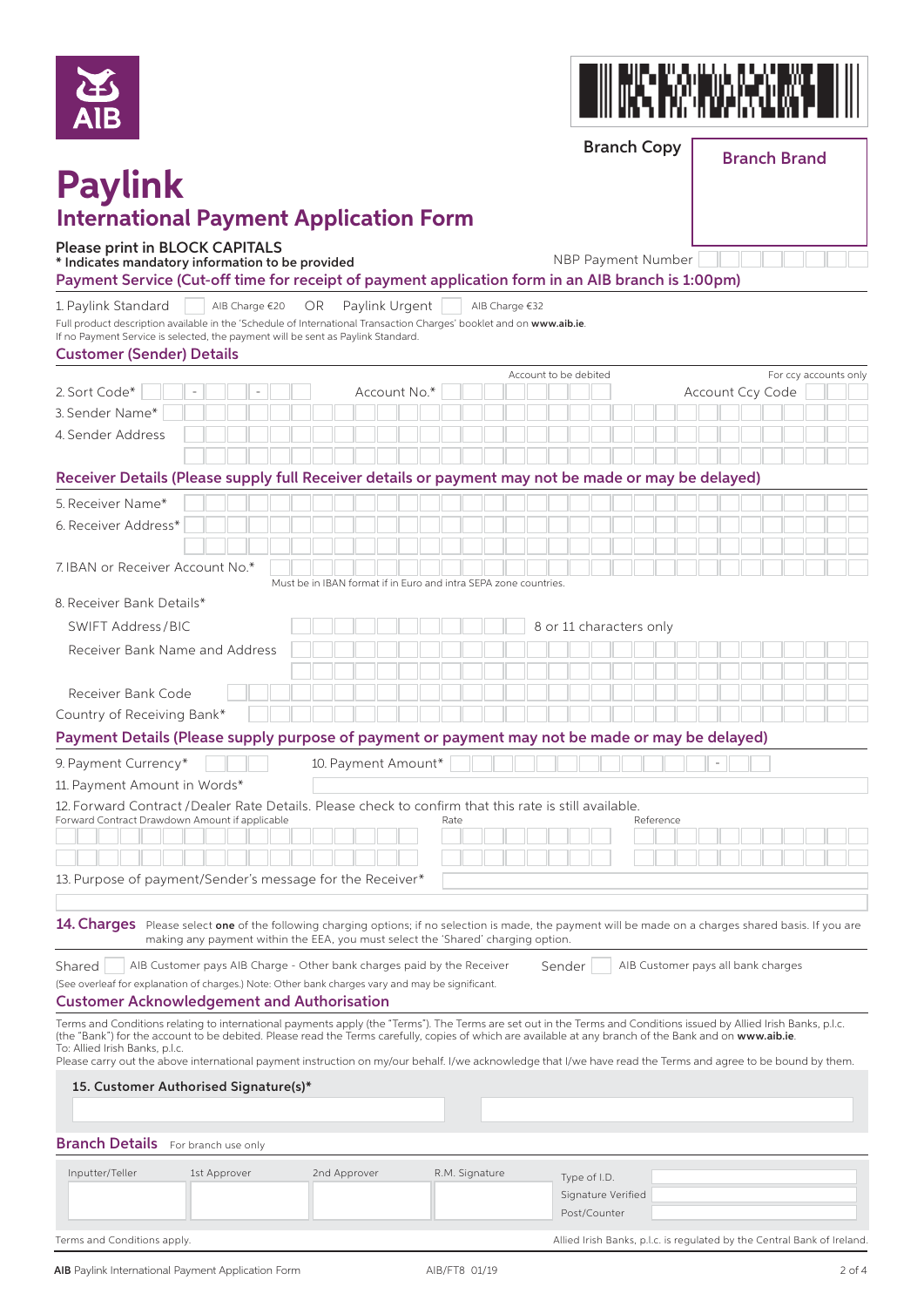AIB

Branch Copy

**Branch Brand**

# Paylink

## International Payment Application Form

**Please print in BLOCK CAPITALS**

**\* Indicates mandatory information to be provided**

NBP Payment Number

### Payment Service (Cut-off time for receipt of payment application form in an AIB branch is 1:00pm)

1. Paylink Standard ☐ AIB Charge €20 OR Paylink Urgent ☐ AIB Charge €32

Full product description available in the 'Schedule of International Transaction Charges' booklet and on **www.aib.ie**.
If no Payment Service is selected, the payment will be sent as Paylink Standard.

### Customer (Sender) Details

Account to be debited — For ccy accounts only

2. Sort Code* \_\_ - \_\_ - \_\_ Account No.* Account Ccy Code

3. Sender Name*

4. Sender Address

### Receiver Details (Please supply full Receiver details or payment may not be made or may be delayed)

5. Receiver Name*

6. Receiver Address*

7. IBAN or Receiver Account No.*

Must be in IBAN format if in Euro and intra SEPA zone countries.

8. Receiver Bank Details*

SWIFT Address/BIC — 8 or 11 characters only

Receiver Bank Name and Address

Receiver Bank Code

Country of Receiving Bank*

### Payment Details (Please supply purpose of payment or payment may not be made or may be delayed)

9. Payment Currency* 10. Payment Amount*

11. Payment Amount in Words*

12. Forward Contract/Dealer Rate Details. Please check to confirm that this rate is still available.

| Forward Contract Drawdown Amount if applicable | Rate | Reference |
|---|---|---|
| | | |
| | | |

13. Purpose of payment/Sender's message for the Receiver*

### 14. Charges

Please select **one** of the following charging options; if no selection is made, the payment will be made on a charges shared basis. If you are making any payment within the EEA, you must select the 'Shared' charging option.

Shared ☐ AIB Customer pays AIB Charge - Other bank charges paid by the Receiver Sender ☐ AIB Customer pays all bank charges

(See overleaf for explanation of charges.) Note: Other bank charges vary and may be significant.

### Customer Acknowledgement and Authorisation

Terms and Conditions relating to international payments apply (the "Terms"). The Terms are set out in the Terms and Conditions issued by Allied Irish Banks, p.l.c. (the "Bank") for the account to be debited. Please read the Terms carefully, copies of which are available at any branch of the Bank and on **www.aib.ie**.
To: Allied Irish Banks, p.l.c.
Please carry out the above international payment instruction on my/our behalf. I/we acknowledge that I/we have read the Terms and agree to be bound by them.

**15. Customer Authorised Signature(s)***

### Branch Details For branch use only

| Inputter/Teller | 1st Approver | 2nd Approver | R.M. Signature | |
|---|---|---|---|---|
| | | | | Type of I.D. |
| | | | | Signature Verified |
| | | | | Post/Counter |

Terms and Conditions apply. Allied Irish Banks, p.l.c. is regulated by the Central Bank of Ireland.

AIB Paylink International Payment Application Form AIB/FT8 01/19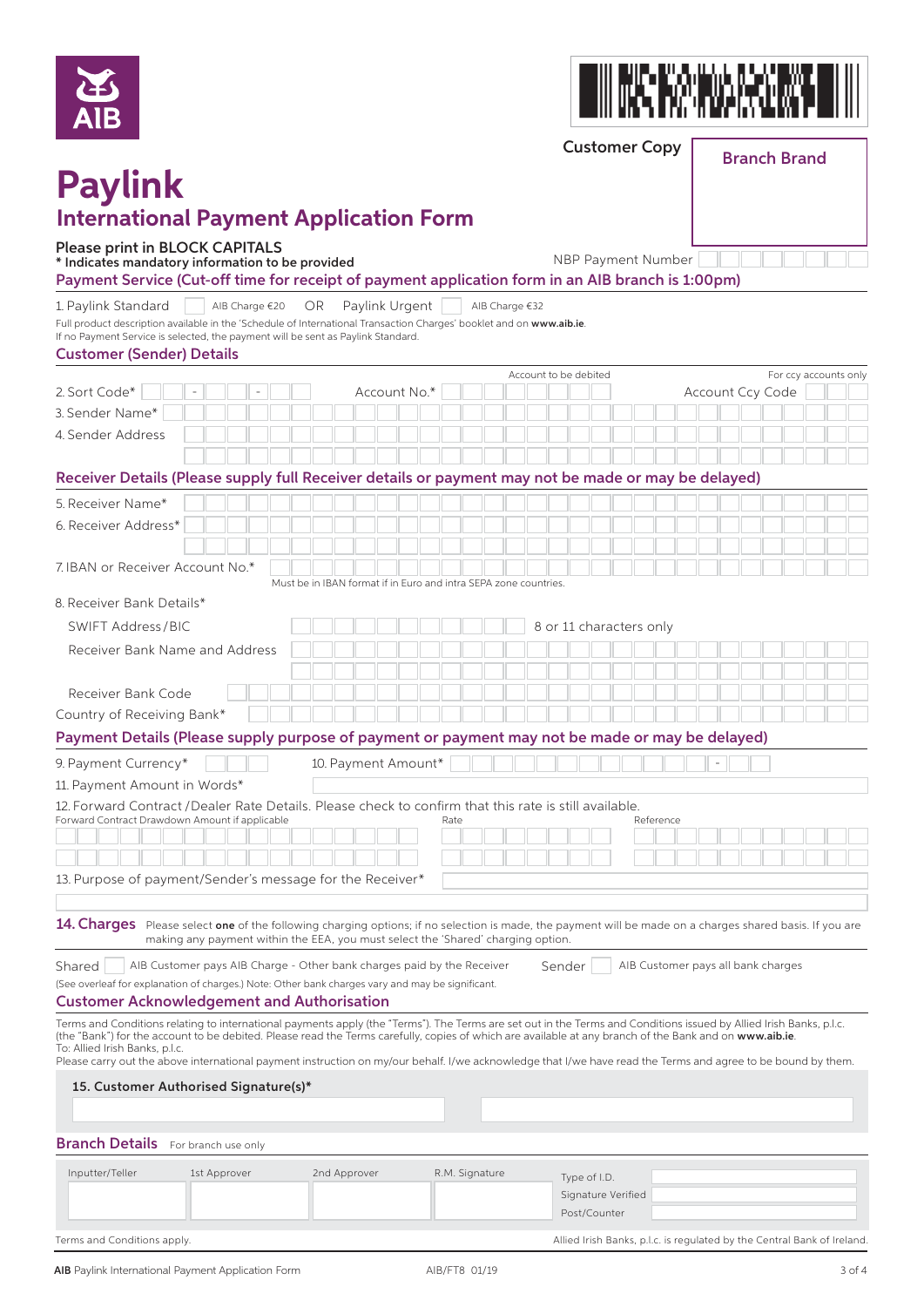AIB

**Customer Copy**

**Branch Brand**

# Paylink

## International Payment Application Form

**Please print in BLOCK CAPITALS**
**\* Indicates mandatory information to be provided**

NBP Payment Number

### Payment Service (Cut-off time for receipt of payment application form in an AIB branch is 1:00pm)

1. Paylink Standard ☐ AIB Charge €20 OR Paylink Urgent ☐ AIB Charge €32

Full product description available in the 'Schedule of International Transaction Charges' booklet and on **www.aib.ie**.
If no Payment Service is selected, the payment will be sent as Paylink Standard.

### Customer (Sender) Details

2. Sort Code\* - - Account No.\* (Account to be debited) Account Ccy Code (For ccy accounts only)
3. Sender Name\*
4. Sender Address

### Receiver Details (Please supply full Receiver details or payment may not be made or may be delayed)

5. Receiver Name\*
6. Receiver Address\*
7. IBAN or Receiver Account No.\*
   Must be in IBAN format if in Euro and intra SEPA zone countries.
8. Receiver Bank Details\*
   - SWIFT Address/BIC — 8 or 11 characters only
   - Receiver Bank Name and Address
   - Receiver Bank Code
   - Country of Receiving Bank\*

### Payment Details (Please supply purpose of payment or payment may not be made or may be delayed)

9. Payment Currency\* 10. Payment Amount\*
11. Payment Amount in Words\*
12. Forward Contract/Dealer Rate Details. Please check to confirm that this rate is still available.

| Forward Contract Drawdown Amount if applicable | Rate | Reference |
|---|---|---|
| | | |
| | | |

13. Purpose of payment/Sender's message for the Receiver\*

**14. Charges** Please select **one** of the following charging options; if no selection is made, the payment will be made on a charges shared basis. If you are making any payment within the EEA, you must select the 'Shared' charging option.

Shared ☐ AIB Customer pays AIB Charge - Other bank charges paid by the Receiver    Sender ☐ AIB Customer pays all bank charges

(See overleaf for explanation of charges.) Note: Other bank charges vary and may be significant.

### Customer Acknowledgement and Authorisation

Terms and Conditions relating to international payments apply (the "Terms"). The Terms are set out in the Terms and Conditions issued by Allied Irish Banks, p.l.c. (the "Bank") for the account to be debited. Please read the Terms carefully, copies of which are available at any branch of the Bank and on **www.aib.ie**.
To: Allied Irish Banks, p.l.c.
Please carry out the above international payment instruction on my/our behalf. I/we acknowledge that I/we have read the Terms and agree to be bound by them.

**15. Customer Authorised Signature(s)\***

### Branch Details For branch use only

| Inputter/Teller | 1st Approver | 2nd Approver | R.M. Signature |
|---|---|---|---|
| | | | |

Type of I.D.
Signature Verified
Post/Counter

Terms and Conditions apply.

Allied Irish Banks, p.l.c. is regulated by the Central Bank of Ireland.

**AIB** Paylink International Payment Application Form    AIB/FT8 01/19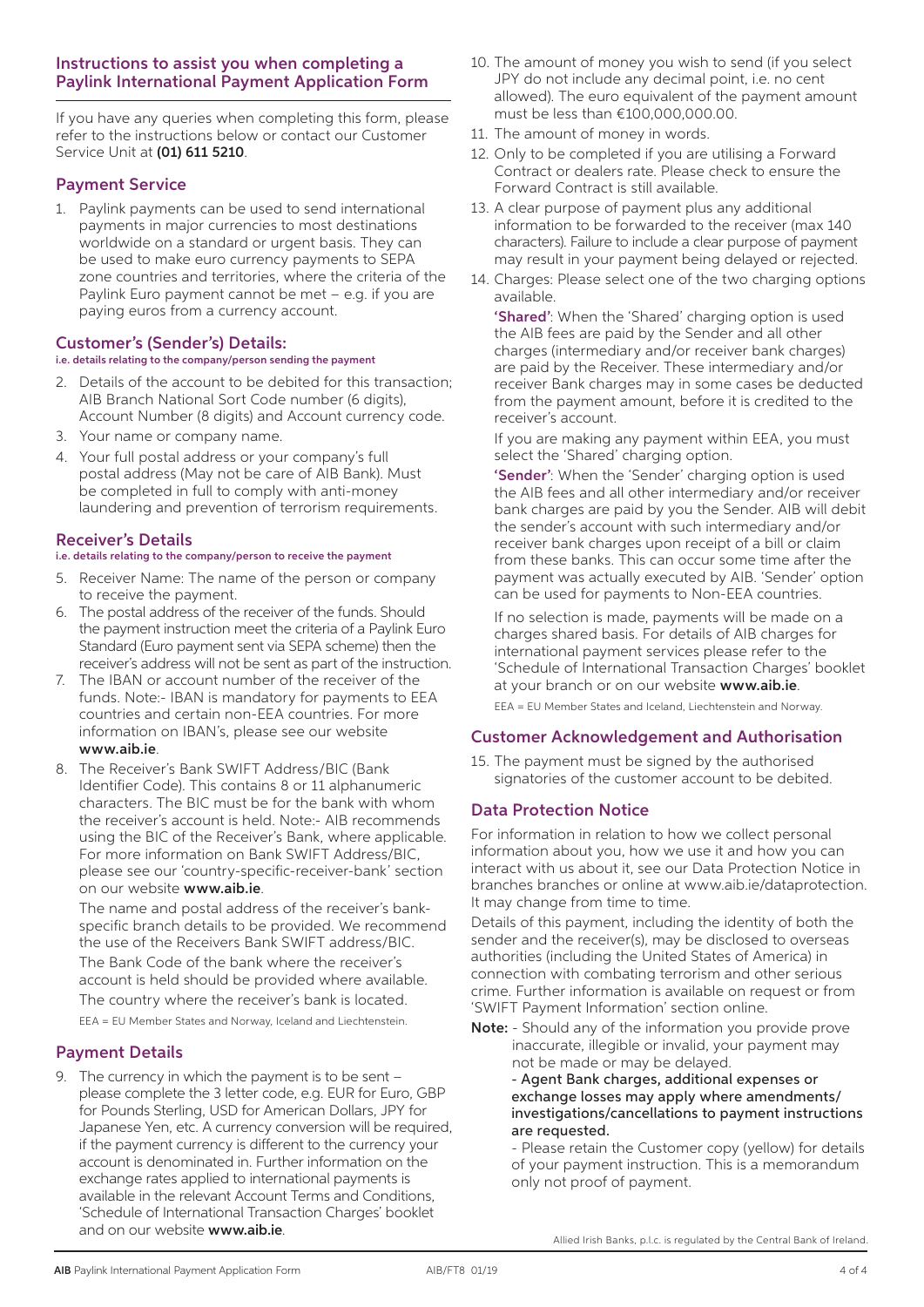## Instructions to assist you when completing a Paylink International Payment Application Form

If you have any queries when completing this form, please refer to the instructions below or contact our Customer Service Unit at **(01) 611 5210**.

### Payment Service

1. Paylink payments can be used to send international payments in major currencies to most destinations worldwide on a standard or urgent basis. They can be used to make euro currency payments to SEPA zone countries and territories, where the criteria of the Paylink Euro payment cannot be met – e.g. if you are paying euros from a currency account.

### Customer's (Sender's) Details:

**i.e. details relating to the company/person sending the payment**

2. Details of the account to be debited for this transaction; AIB Branch National Sort Code number (6 digits), Account Number (8 digits) and Account currency code.
3. Your name or company name.
4. Your full postal address or your company's full postal address (May not be care of AIB Bank). Must be completed in full to comply with anti-money laundering and prevention of terrorism requirements.

### Receiver's Details

**i.e. details relating to the company/person to receive the payment**

5. Receiver Name: The name of the person or company to receive the payment.
6. The postal address of the receiver of the funds. Should the payment instruction meet the criteria of a Paylink Euro Standard (Euro payment sent via SEPA scheme) then the receiver's address will not be sent as part of the instruction.
7. The IBAN or account number of the receiver of the funds. Note:- IBAN is mandatory for payments to EEA countries and certain non-EEA countries. For more information on IBAN's, please see our website **www.aib.ie**.
8. The Receiver's Bank SWIFT Address/BIC (Bank Identifier Code). This contains 8 or 11 alphanumeric characters. The BIC must be for the bank with whom the receiver's account is held. Note:- AIB recommends using the BIC of the Receiver's Bank, where applicable. For more information on Bank SWIFT Address/BIC, please see our 'country-specific-receiver-bank' section on our website **www.aib.ie**.

   The name and postal address of the receiver's bank-specific branch details to be provided. We recommend the use of the Receivers Bank SWIFT address/BIC.

   The Bank Code of the bank where the receiver's account is held should be provided where available.

   The country where the receiver's bank is located.

   EEA = EU Member States and Norway, Iceland and Liechtenstein.

### Payment Details

9. The currency in which the payment is to be sent – please complete the 3 letter code, e.g. EUR for Euro, GBP for Pounds Sterling, USD for American Dollars, JPY for Japanese Yen, etc. A currency conversion will be required, if the payment currency is different to the currency your account is denominated in. Further information on the exchange rates applied to international payments is available in the relevant Account Terms and Conditions, 'Schedule of International Transaction Charges' booklet and on our website **www.aib.ie**.
10. The amount of money you wish to send (if you select JPY do not include any decimal point, i.e. no cent allowed). The euro equivalent of the payment amount must be less than €100,000,000.00.
11. The amount of money in words.
12. Only to be completed if you are utilising a Forward Contract or dealers rate. Please check to ensure the Forward Contract is still available.
13. A clear purpose of payment plus any additional information to be forwarded to the receiver (max 140 characters). Failure to include a clear purpose of payment may result in your payment being delayed or rejected.
14. Charges: Please select one of the two charging options available.

    **'Shared'**: When the 'Shared' charging option is used the AIB fees are paid by the Sender and all other charges (intermediary and/or receiver bank charges) are paid by the Receiver. These intermediary and/or receiver Bank charges may in some cases be deducted from the payment amount, before it is credited to the receiver's account.

    If you are making any payment within EEA, you must select the 'Shared' charging option.

    **'Sender'**: When the 'Sender' charging option is used the AIB fees and all other intermediary and/or receiver bank charges are paid by you the Sender. AIB will debit the sender's account with such intermediary and/or receiver bank charges upon receipt of a bill or claim from these banks. This can occur some time after the payment was actually executed by AIB. 'Sender' option can be used for payments to Non-EEA countries.

    If no selection is made, payments will be made on a charges shared basis. For details of AIB charges for international payment services please refer to the 'Schedule of International Transaction Charges' booklet at your branch or on our website **www.aib.ie**.

    EEA = EU Member States and Iceland, Liechtenstein and Norway.

### Customer Acknowledgement and Authorisation

15. The payment must be signed by the authorised signatories of the customer account to be debited.

### Data Protection Notice

For information in relation to how we collect personal information about you, how we use it and how you can interact with us about it, see our Data Protection Notice in branches branches or online at www.aib.ie/dataprotection. It may change from time to time.

Details of this payment, including the identity of both the sender and the receiver(s), may be disclosed to overseas authorities (including the United States of America) in connection with combating terrorism and other serious crime. Further information is available on request or from 'SWIFT Payment Information' section online.

**Note:** - Should any of the information you provide prove inaccurate, illegible or invalid, your payment may not be made or may be delayed.

**- Agent Bank charges, additional expenses or exchange losses may apply where amendments/ investigations/cancellations to payment instructions are requested.**

- Please retain the Customer copy (yellow) for details of your payment instruction. This is a memorandum only not proof of payment.

Allied Irish Banks, p.l.c. is regulated by the Central Bank of Ireland.